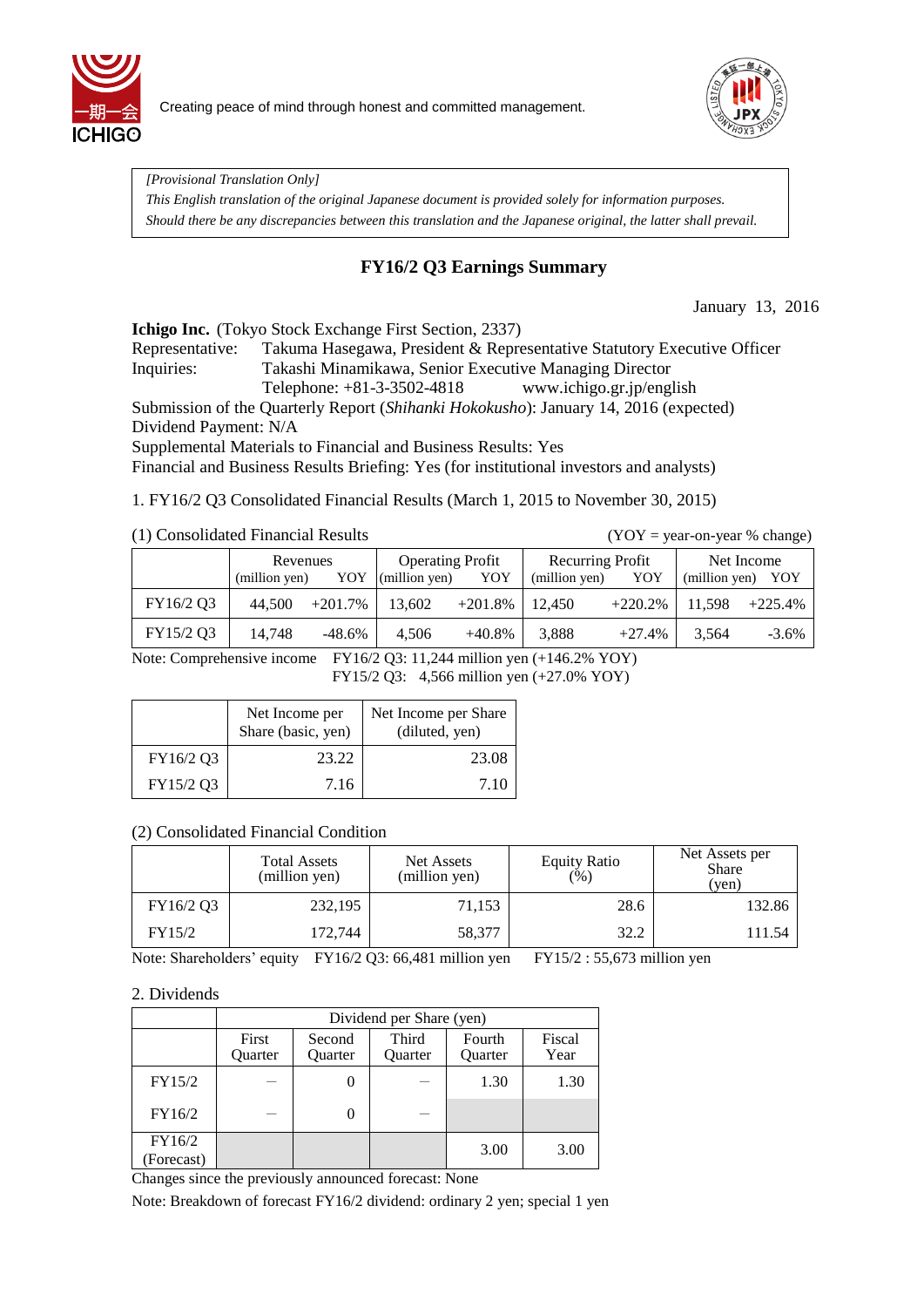Creating peace of mind through honest and committed management.

*[Provisional Translation Only]*
*This English translation of the original Japanese document is provided solely for information purposes.*
*Should there be any discrepancies between this translation and the Japanese original, the latter shall prevail.*

# FY16/2 Q3 Earnings Summary

January 13, 2016

**Ichigo Inc.** (Tokyo Stock Exchange First Section, 2337)
Representative: Takuma Hasegawa, President & Representative Statutory Executive Officer
Inquiries: Takashi Minamikawa, Senior Executive Managing Director
Telephone: +81-3-3502-4818 www.ichigo.gr.jp/english
Submission of the Quarterly Report (*Shihanki Hokokusho*): January 14, 2016 (expected)
Dividend Payment: N/A
Supplemental Materials to Financial and Business Results: Yes
Financial and Business Results Briefing: Yes (for institutional investors and analysts)

1. FY16/2 Q3 Consolidated Financial Results (March 1, 2015 to November 30, 2015)

(1) Consolidated Financial Results (YOY = year-on-year % change)

| | Revenues (million yen) | YOY | Operating Profit (million yen) | YOY | Recurring Profit (million yen) | YOY | Net Income (million yen) | YOY |
|---|---|---|---|---|---|---|---|---|
| FY16/2 Q3 | 44,500 | +201.7% | 13,602 | +201.8% | 12,450 | +220.2% | 11,598 | +225.4% |
| FY15/2 Q3 | 14,748 | -48.6% | 4,506 | +40.8% | 3,888 | +27.4% | 3,564 | -3.6% |

Note: Comprehensive income FY16/2 Q3: 11,244 million yen (+146.2% YOY)
FY15/2 Q3: 4,566 million yen (+27.0% YOY)

| | Net Income per Share (basic, yen) | Net Income per Share (diluted, yen) |
|---|---|---|
| FY16/2 Q3 | 23.22 | 23.08 |
| FY15/2 Q3 | 7.16 | 7.10 |

(2) Consolidated Financial Condition

| | Total Assets (million yen) | Net Assets (million yen) | Equity Ratio (%) | Net Assets per Share (yen) |
|---|---|---|---|---|
| FY16/2 Q3 | 232,195 | 71,153 | 28.6 | 132.86 |
| FY15/2 | 172,744 | 58,377 | 32.2 | 111.54 |

Note: Shareholders' equity FY16/2 Q3: 66,481 million yen FY15/2 : 55,673 million yen

2. Dividends

| | Dividend per Share (yen) | | | | |
|---|---|---|---|---|---|
| | First Quarter | Second Quarter | Third Quarter | Fourth Quarter | Fiscal Year |
| FY15/2 | — | 0 | — | 1.30 | 1.30 |
| FY16/2 | — | 0 | — | | |
| FY16/2 (Forecast) | | | | 3.00 | 3.00 |

Changes since the previously announced forecast: None

Note: Breakdown of forecast FY16/2 dividend: ordinary 2 yen; special 1 yen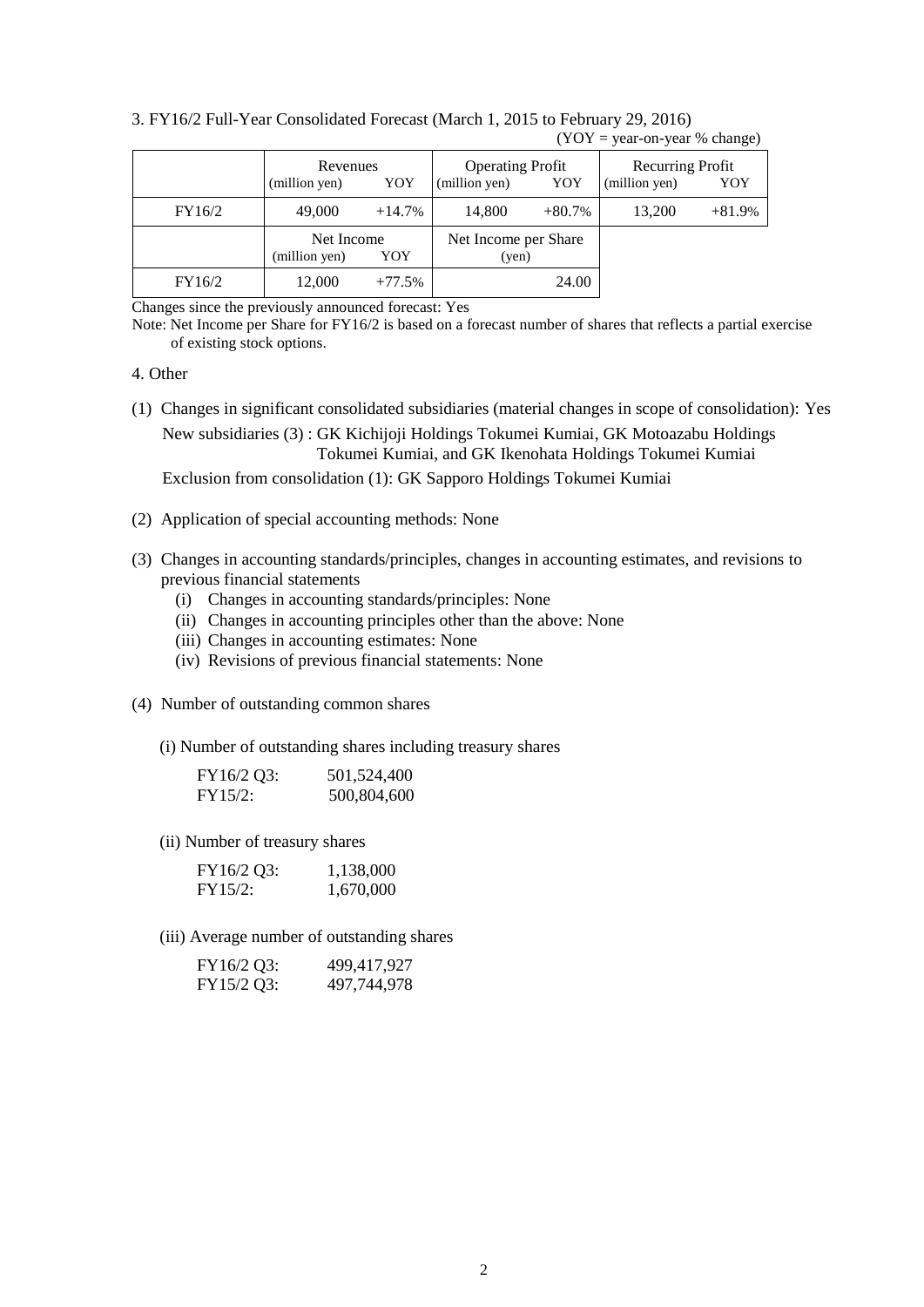3. FY16/2 Full-Year Consolidated Forecast (March 1, 2015 to February 29, 2016)

(YOY = year-on-year % change)

| | Revenues (million yen) | YOY | Operating Profit (million yen) | YOY | Recurring Profit (million yen) | YOY |
|---|---|---|---|---|---|---|
| FY16/2 | 49,000 | +14.7% | 14,800 | +80.7% | 13,200 | +81.9% |

| | Net Income (million yen) | YOY | Net Income per Share (yen) |
|---|---|---|---|
| FY16/2 | 12,000 | +77.5% | 24.00 |

Changes since the previously announced forecast: Yes

Note: Net Income per Share for FY16/2 is based on a forecast number of shares that reflects a partial exercise of existing stock options.

4. Other

(1) Changes in significant consolidated subsidiaries (material changes in scope of consolidation): Yes

New subsidiaries (3) : GK Kichijoji Holdings Tokumei Kumiai, GK Motoazabu Holdings Tokumei Kumiai, and GK Ikenohata Holdings Tokumei Kumiai

Exclusion from consolidation (1): GK Sapporo Holdings Tokumei Kumiai

(2) Application of special accounting methods: None

(3) Changes in accounting standards/principles, changes in accounting estimates, and revisions to previous financial statements

- (i) Changes in accounting standards/principles: None
- (ii) Changes in accounting principles other than the above: None
- (iii) Changes in accounting estimates: None
- (iv) Revisions of previous financial statements: None

(4) Number of outstanding common shares

(i) Number of outstanding shares including treasury shares

| | |
|---|---|
| FY16/2 Q3: | 501,524,400 |
| FY15/2: | 500,804,600 |

(ii) Number of treasury shares

| | |
|---|---|
| FY16/2 Q3: | 1,138,000 |
| FY15/2: | 1,670,000 |

(iii) Average number of outstanding shares

| | |
|---|---|
| FY16/2 Q3: | 499,417,927 |
| FY15/2 Q3: | 497,744,978 |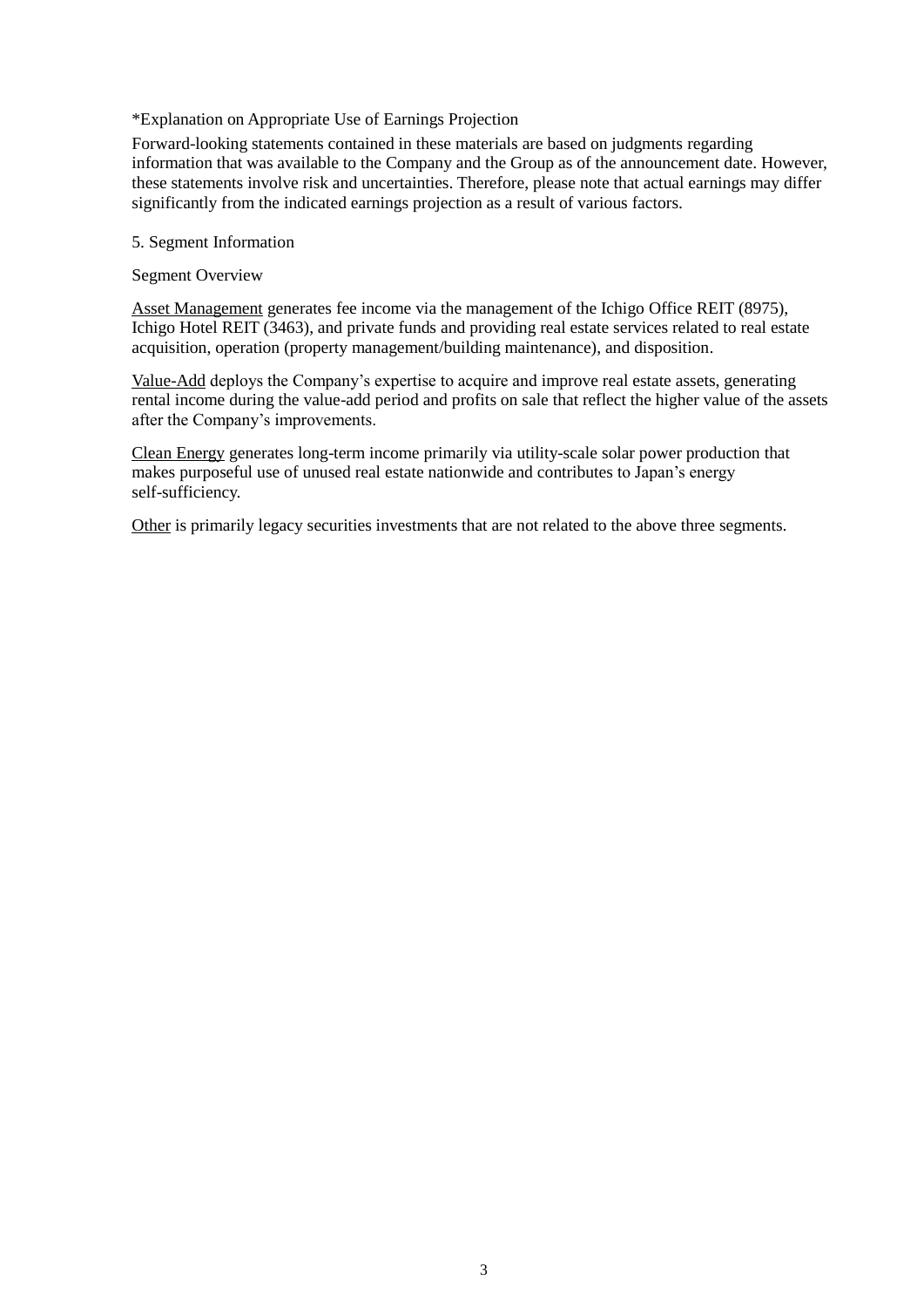*Explanation on Appropriate Use of Earnings Projection

Forward-looking statements contained in these materials are based on judgments regarding information that was available to the Company and the Group as of the announcement date. However, these statements involve risk and uncertainties. Therefore, please note that actual earnings may differ significantly from the indicated earnings projection as a result of various factors.

5. Segment Information

Segment Overview

Asset Management generates fee income via the management of the Ichigo Office REIT (8975), Ichigo Hotel REIT (3463), and private funds and providing real estate services related to real estate acquisition, operation (property management/building maintenance), and disposition.

Value-Add deploys the Company's expertise to acquire and improve real estate assets, generating rental income during the value-add period and profits on sale that reflect the higher value of the assets after the Company's improvements.

Clean Energy generates long-term income primarily via utility-scale solar power production that makes purposeful use of unused real estate nationwide and contributes to Japan's energy self-sufficiency.

Other is primarily legacy securities investments that are not related to the above three segments.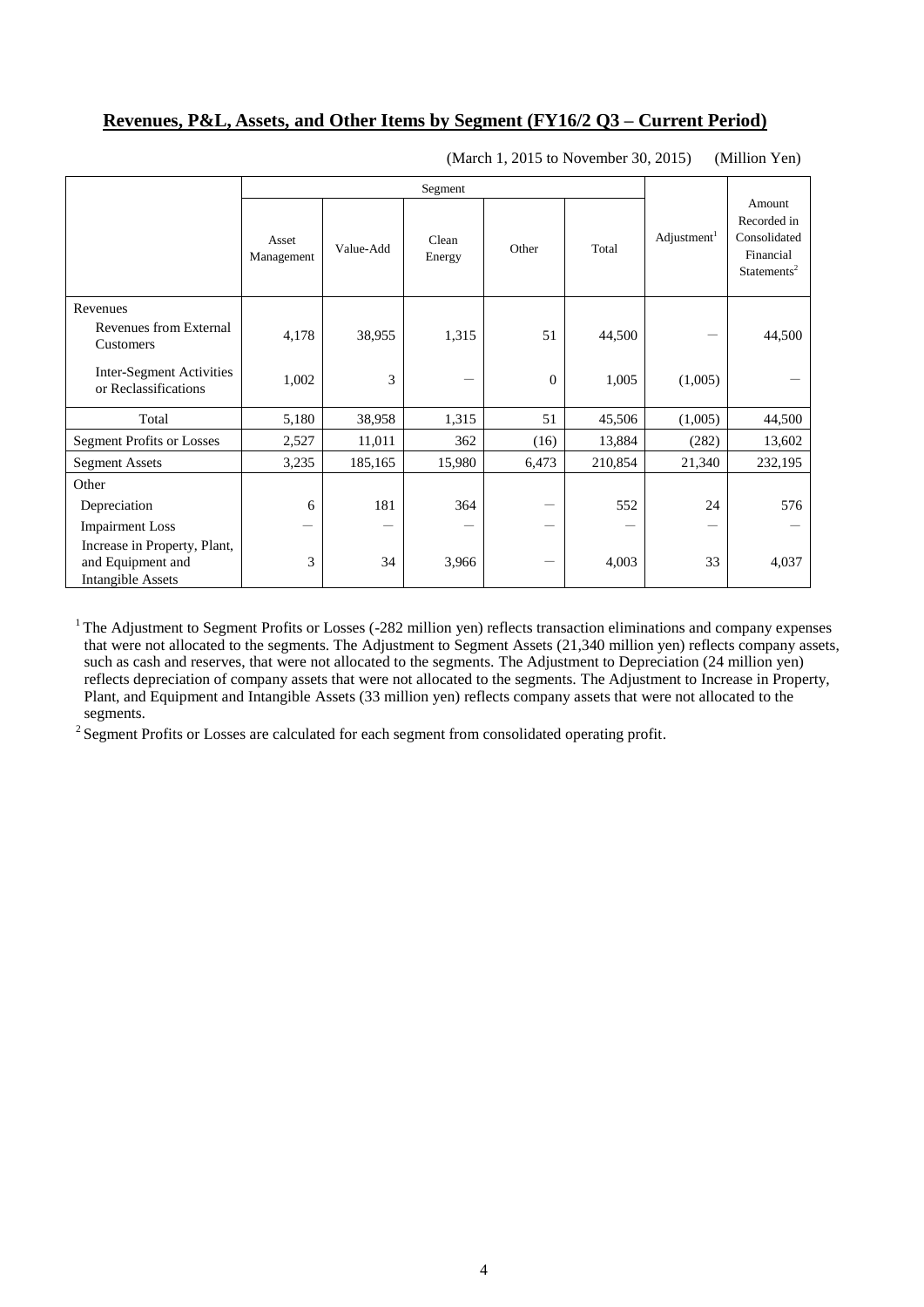## **Revenues, P&L, Assets, and Other Items by Segment (FY16/2 Q3 – Current Period)**

(March 1, 2015 to November 30, 2015) (Million Yen)

| | Segment | | | | | Adjustment[1] | Amount Recorded in Consolidated Financial Statements[2] |
|---|---|---|---|---|---|---|---|
| | Asset Management | Value-Add | Clean Energy | Other | Total | | |
| Revenues | | | | | | | |
| Revenues from External Customers | 4,178 | 38,955 | 1,315 | 51 | 44,500 | ― | 44,500 |
| Inter-Segment Activities or Reclassifications | 1,002 | 3 | ― | 0 | 1,005 | (1,005) | ― |
| Total | 5,180 | 38,958 | 1,315 | 51 | 45,506 | (1,005) | 44,500 |
| Segment Profits or Losses | 2,527 | 11,011 | 362 | (16) | 13,884 | (282) | 13,602 |
| Segment Assets | 3,235 | 185,165 | 15,980 | 6,473 | 210,854 | 21,340 | 232,195 |
| Other | | | | | | | |
| Depreciation | 6 | 181 | 364 | ― | 552 | 24 | 576 |
| Impairment Loss | ― | ― | ― | ― | ― | ― | ― |
| Increase in Property, Plant, and Equipment and Intangible Assets | 3 | 34 | 3,966 | ― | 4,003 | 33 | 4,037 |

[1] The Adjustment to Segment Profits or Losses (-282 million yen) reflects transaction eliminations and company expenses that were not allocated to the segments. The Adjustment to Segment Assets (21,340 million yen) reflects company assets, such as cash and reserves, that were not allocated to the segments. The Adjustment to Depreciation (24 million yen) reflects depreciation of company assets that were not allocated to the segments. The Adjustment to Increase in Property, Plant, and Equipment and Intangible Assets (33 million yen) reflects company assets that were not allocated to the segments.

[2] Segment Profits or Losses are calculated for each segment from consolidated operating profit.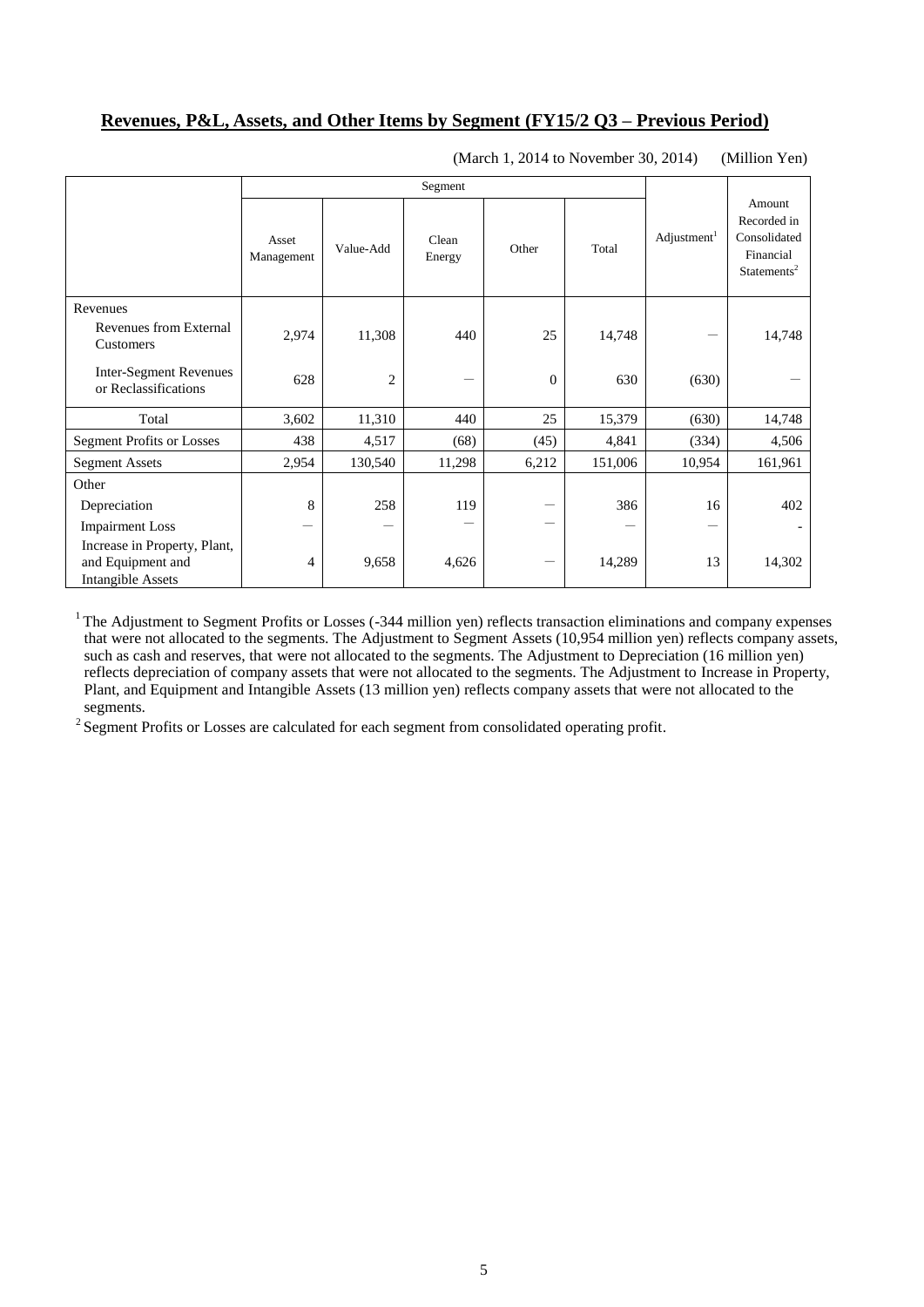## Revenues, P&L, Assets, and Other Items by Segment (FY15/2 Q3 – Previous Period)

(March 1, 2014 to November 30, 2014) (Million Yen)

| | Segment | | | | | Adjustment[1] | Amount Recorded in Consolidated Financial Statements[2] |
|---|---|---|---|---|---|---|---|
| | Asset Management | Value-Add | Clean Energy | Other | Total | | |
| Revenues | | | | | | | |
| Revenues from External Customers | 2,974 | 11,308 | 440 | 25 | 14,748 | ― | 14,748 |
| Inter-Segment Revenues or Reclassifications | 628 | 2 | ― | 0 | 630 | (630) | ― |
| Total | 3,602 | 11,310 | 440 | 25 | 15,379 | (630) | 14,748 |
| Segment Profits or Losses | 438 | 4,517 | (68) | (45) | 4,841 | (334) | 4,506 |
| Segment Assets | 2,954 | 130,540 | 11,298 | 6,212 | 151,006 | 10,954 | 161,961 |
| Other | | | | | | | |
| Depreciation | 8 | 258 | 119 | ― | 386 | 16 | 402 |
| Impairment Loss | ― | ― | ― | ― | ― | ― | - |
| Increase in Property, Plant, and Equipment and Intangible Assets | 4 | 9,658 | 4,626 | ― | 14,289 | 13 | 14,302 |

[1] The Adjustment to Segment Profits or Losses (-344 million yen) reflects transaction eliminations and company expenses that were not allocated to the segments. The Adjustment to Segment Assets (10,954 million yen) reflects company assets, such as cash and reserves, that were not allocated to the segments. The Adjustment to Depreciation (16 million yen) reflects depreciation of company assets that were not allocated to the segments. The Adjustment to Increase in Property, Plant, and Equipment and Intangible Assets (13 million yen) reflects company assets that were not allocated to the segments.

[2] Segment Profits or Losses are calculated for each segment from consolidated operating profit.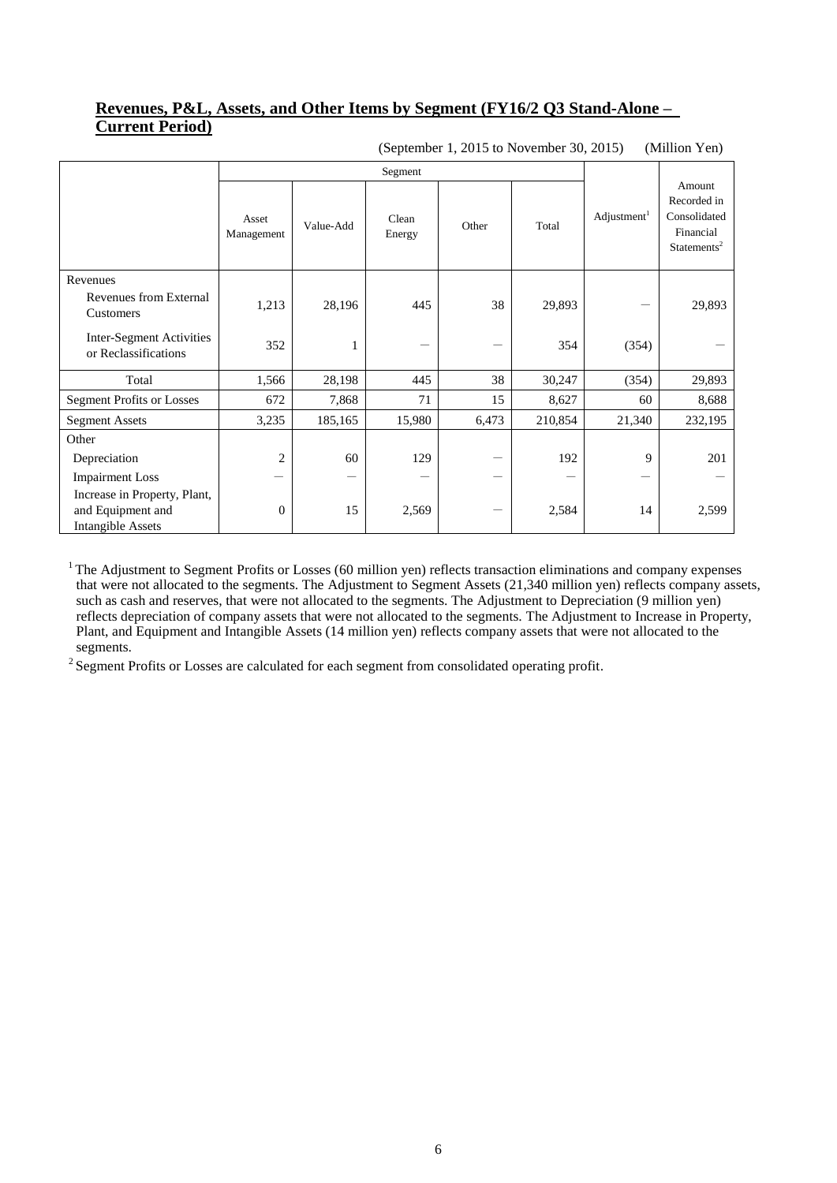## Revenues, P&L, Assets, and Other Items by Segment (FY16/2 Q3 Stand-Alone – Current Period)

(September 1, 2015 to November 30, 2015) (Million Yen)

| | Segment | | | | | Adjustment[1] | Amount Recorded in Consolidated Financial Statements[2] |
|---|---|---|---|---|---|---|---|
| | Asset Management | Value-Add | Clean Energy | Other | Total | | |
| Revenues | | | | | | | |
| Revenues from External Customers | 1,213 | 28,196 | 445 | 38 | 29,893 | — | 29,893 |
| Inter-Segment Activities or Reclassifications | 352 | 1 | — | — | 354 | (354) | — |
| Total | 1,566 | 28,198 | 445 | 38 | 30,247 | (354) | 29,893 |
| Segment Profits or Losses | 672 | 7,868 | 71 | 15 | 8,627 | 60 | 8,688 |
| Segment Assets | 3,235 | 185,165 | 15,980 | 6,473 | 210,854 | 21,340 | 232,195 |
| Other | | | | | | | |
| Depreciation | 2 | 60 | 129 | — | 192 | 9 | 201 |
| Impairment Loss | — | — | — | — | — | — | — |
| Increase in Property, Plant, and Equipment and Intangible Assets | 0 | 15 | 2,569 | — | 2,584 | 14 | 2,599 |

[1] The Adjustment to Segment Profits or Losses (60 million yen) reflects transaction eliminations and company expenses that were not allocated to the segments. The Adjustment to Segment Assets (21,340 million yen) reflects company assets, such as cash and reserves, that were not allocated to the segments. The Adjustment to Depreciation (9 million yen) reflects depreciation of company assets that were not allocated to the segments. The Adjustment to Increase in Property, Plant, and Equipment and Intangible Assets (14 million yen) reflects company assets that were not allocated to the segments.

[2] Segment Profits or Losses are calculated for each segment from consolidated operating profit.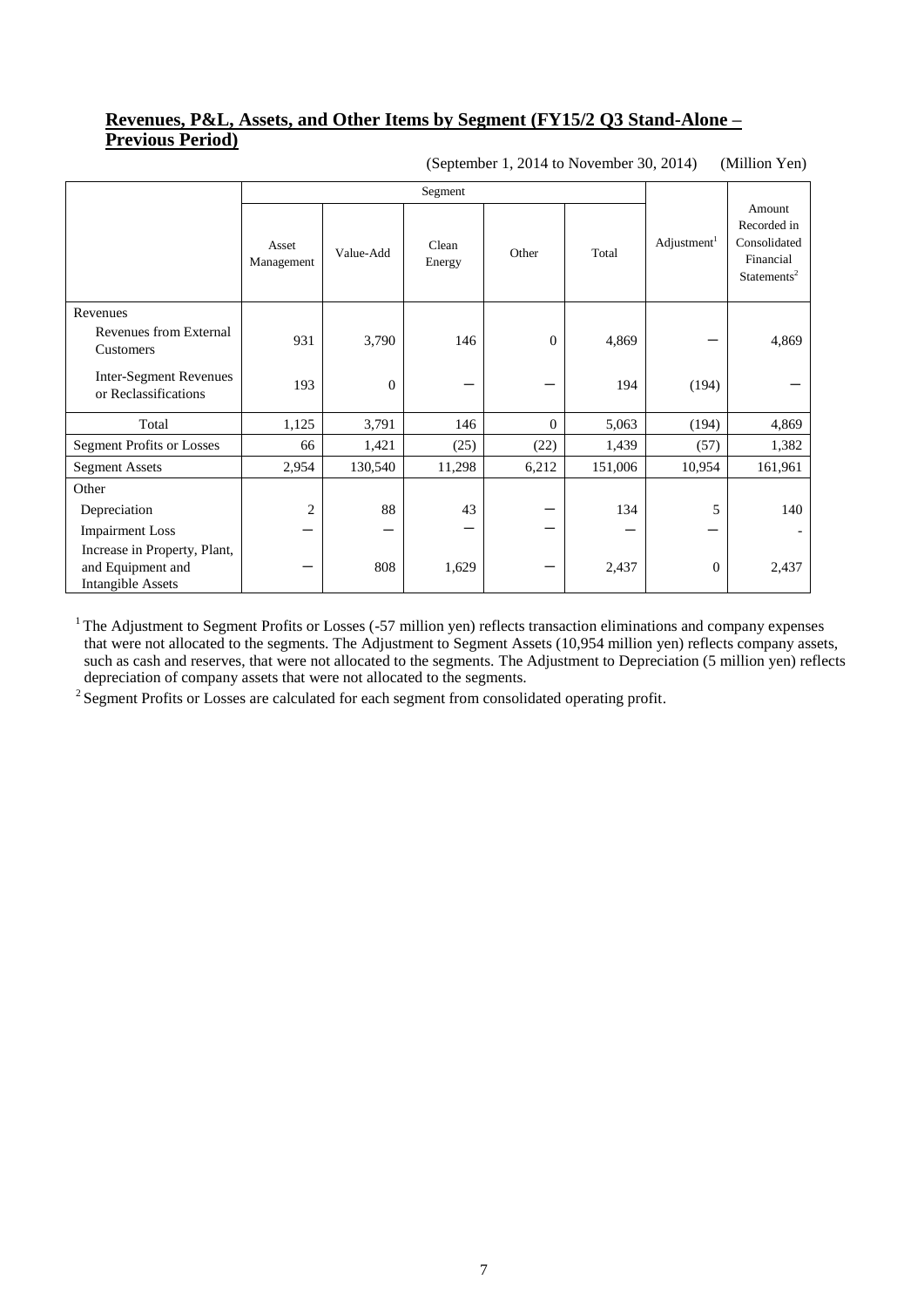## Revenues, P&L, Assets, and Other Items by Segment (FY15/2 Q3 Stand-Alone – Previous Period)

(September 1, 2014 to November 30, 2014) (Million Yen)

| | Segment | | | | | Adjustment[1] | Amount Recorded in Consolidated Financial Statements[2] |
|---|---|---|---|---|---|---|---|
| | Asset Management | Value-Add | Clean Energy | Other | Total | | |
| Revenues | | | | | | | |
| Revenues from External Customers | 931 | 3,790 | 146 | 0 | 4,869 | – | 4,869 |
| Inter-Segment Revenues or Reclassifications | 193 | 0 | – | – | 194 | (194) | – |
| Total | 1,125 | 3,791 | 146 | 0 | 5,063 | (194) | 4,869 |
| Segment Profits or Losses | 66 | 1,421 | (25) | (22) | 1,439 | (57) | 1,382 |
| Segment Assets | 2,954 | 130,540 | 11,298 | 6,212 | 151,006 | 10,954 | 161,961 |
| Other | | | | | | | |
| Depreciation | 2 | 88 | 43 | – | 134 | 5 | 140 |
| Impairment Loss | – | – | – | – | – | – | - |
| Increase in Property, Plant, and Equipment and Intangible Assets | – | 808 | 1,629 | – | 2,437 | 0 | 2,437 |

[1] The Adjustment to Segment Profits or Losses (-57 million yen) reflects transaction eliminations and company expenses that were not allocated to the segments. The Adjustment to Segment Assets (10,954 million yen) reflects company assets, such as cash and reserves, that were not allocated to the segments. The Adjustment to Depreciation (5 million yen) reflects depreciation of company assets that were not allocated to the segments.

[2] Segment Profits or Losses are calculated for each segment from consolidated operating profit.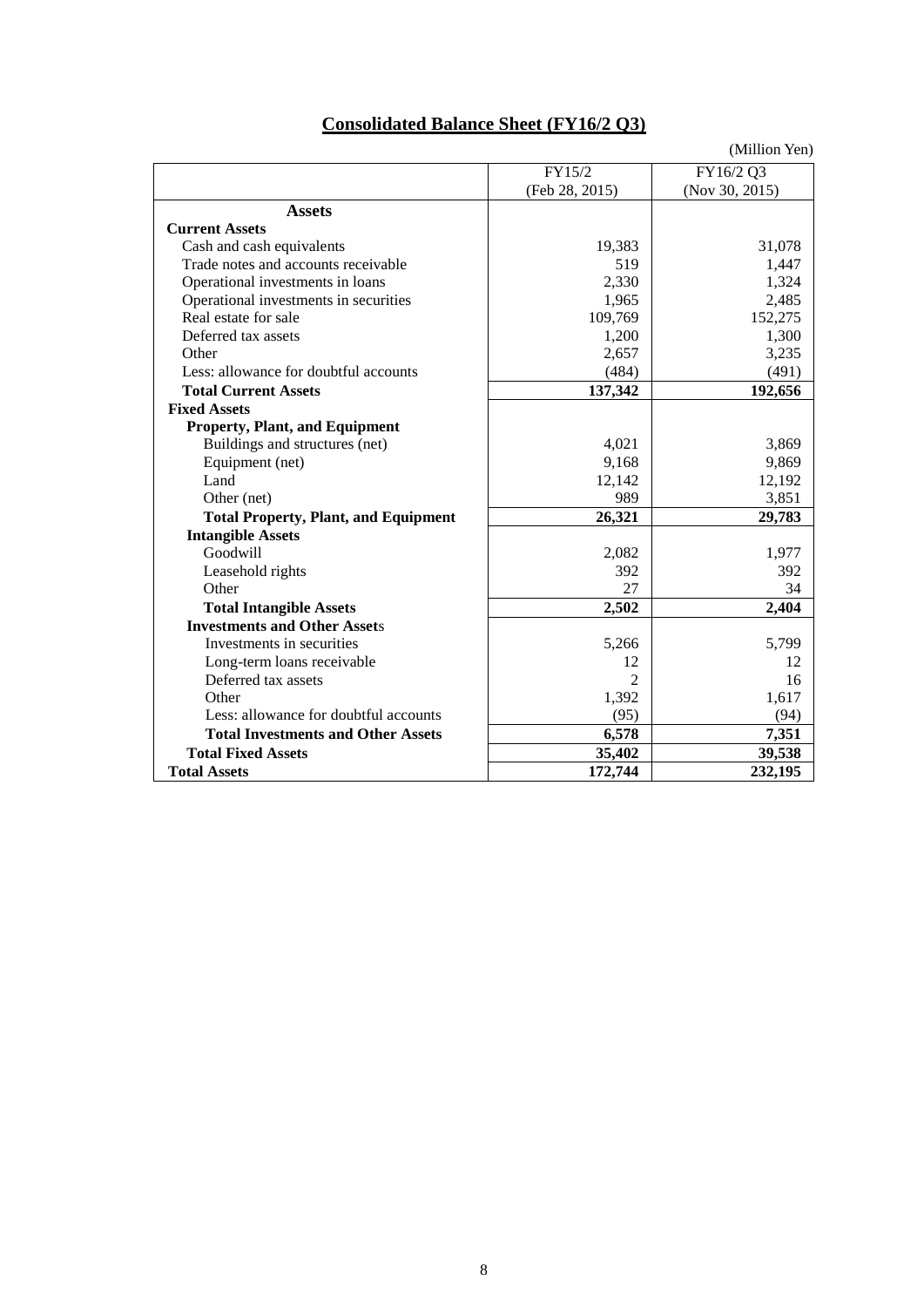## Consolidated Balance Sheet (FY16/2 Q3)

(Million Yen)

| | FY15/2 (Feb 28, 2015) | FY16/2 Q3 (Nov 30, 2015) |
|---|---|---|
| **Assets** | | |
| **Current Assets** | | |
| Cash and cash equivalents | 19,383 | 31,078 |
| Trade notes and accounts receivable | 519 | 1,447 |
| Operational investments in loans | 2,330 | 1,324 |
| Operational investments in securities | 1,965 | 2,485 |
| Real estate for sale | 109,769 | 152,275 |
| Deferred tax assets | 1,200 | 1,300 |
| Other | 2,657 | 3,235 |
| Less: allowance for doubtful accounts | (484) | (491) |
| **Total Current Assets** | **137,342** | **192,656** |
| **Fixed Assets** | | |
| **Property, Plant, and Equipment** | | |
| Buildings and structures (net) | 4,021 | 3,869 |
| Equipment (net) | 9,168 | 9,869 |
| Land | 12,142 | 12,192 |
| Other (net) | 989 | 3,851 |
| **Total Property, Plant, and Equipment** | **26,321** | **29,783** |
| **Intangible Assets** | | |
| Goodwill | 2,082 | 1,977 |
| Leasehold rights | 392 | 392 |
| Other | 27 | 34 |
| **Total Intangible Assets** | **2,502** | **2,404** |
| **Investments and Other Assets** | | |
| Investments in securities | 5,266 | 5,799 |
| Long-term loans receivable | 12 | 12 |
| Deferred tax assets | 2 | 16 |
| Other | 1,392 | 1,617 |
| Less: allowance for doubtful accounts | (95) | (94) |
| **Total Investments and Other Assets** | **6,578** | **7,351** |
| **Total Fixed Assets** | **35,402** | **39,538** |
| **Total Assets** | **172,744** | **232,195** |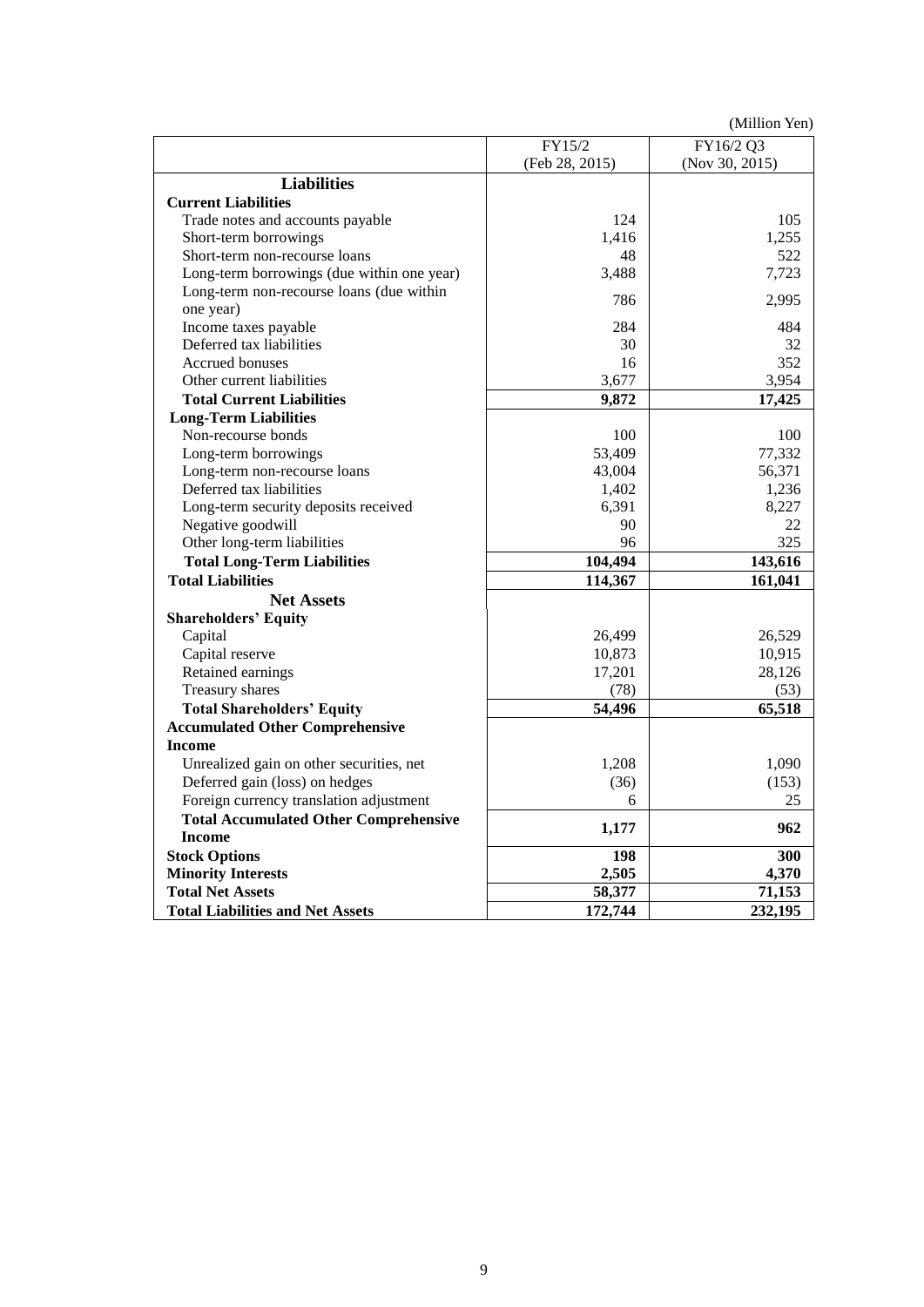(Million Yen)

| | FY15/2 (Feb 28, 2015) | FY16/2 Q3 (Nov 30, 2015) |
|---|---|---|
| **Liabilities** | | |
| **Current Liabilities** | | |
| Trade notes and accounts payable | 124 | 105 |
| Short-term borrowings | 1,416 | 1,255 |
| Short-term non-recourse loans | 48 | 522 |
| Long-term borrowings (due within one year) | 3,488 | 7,723 |
| Long-term non-recourse loans (due within one year) | 786 | 2,995 |
| Income taxes payable | 284 | 484 |
| Deferred tax liabilities | 30 | 32 |
| Accrued bonuses | 16 | 352 |
| Other current liabilities | 3,677 | 3,954 |
| **Total Current Liabilities** | **9,872** | **17,425** |
| **Long-Term Liabilities** | | |
| Non-recourse bonds | 100 | 100 |
| Long-term borrowings | 53,409 | 77,332 |
| Long-term non-recourse loans | 43,004 | 56,371 |
| Deferred tax liabilities | 1,402 | 1,236 |
| Long-term security deposits received | 6,391 | 8,227 |
| Negative goodwill | 90 | 22 |
| Other long-term liabilities | 96 | 325 |
| **Total Long-Term Liabilities** | **104,494** | **143,616** |
| **Total Liabilities** | **114,367** | **161,041** |
| **Net Assets** | | |
| **Shareholders' Equity** | | |
| Capital | 26,499 | 26,529 |
| Capital reserve | 10,873 | 10,915 |
| Retained earnings | 17,201 | 28,126 |
| Treasury shares | (78) | (53) |
| **Total Shareholders' Equity** | **54,496** | **65,518** |
| **Accumulated Other Comprehensive Income** | | |
| Unrealized gain on other securities, net | 1,208 | 1,090 |
| Deferred gain (loss) on hedges | (36) | (153) |
| Foreign currency translation adjustment | 6 | 25 |
| **Total Accumulated Other Comprehensive Income** | **1,177** | **962** |
| **Stock Options** | **198** | **300** |
| **Minority Interests** | **2,505** | **4,370** |
| **Total Net Assets** | **58,377** | **71,153** |
| **Total Liabilities and Net Assets** | **172,744** | **232,195** |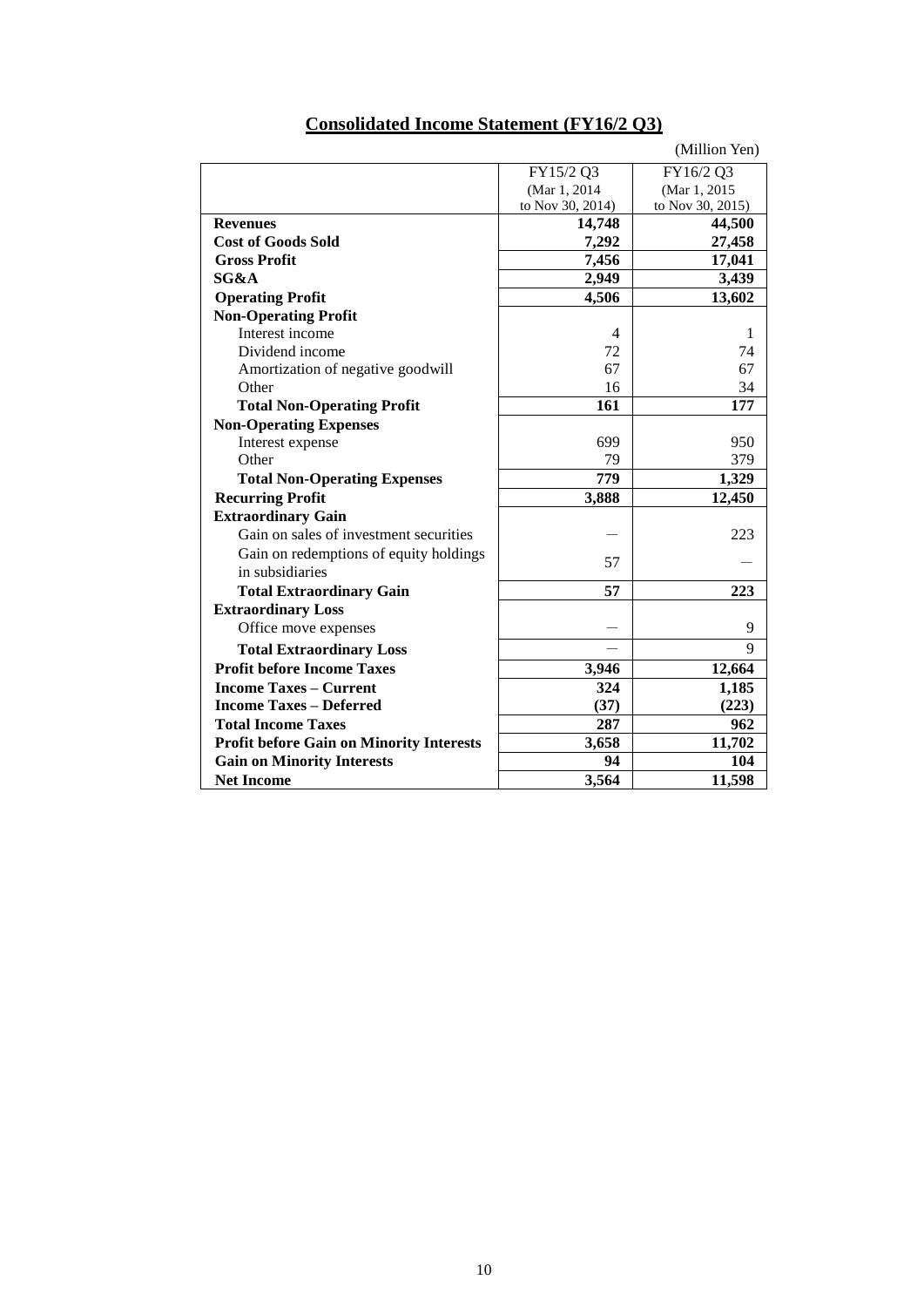## Consolidated Income Statement (FY16/2 Q3)

(Million Yen)

| | FY15/2 Q3 (Mar 1, 2014 to Nov 30, 2014) | FY16/2 Q3 (Mar 1, 2015 to Nov 30, 2015) |
|---|---|---|
| **Revenues** | **14,748** | **44,500** |
| **Cost of Goods Sold** | **7,292** | **27,458** |
| **Gross Profit** | **7,456** | **17,041** |
| **SG&A** | **2,949** | **3,439** |
| **Operating Profit** | **4,506** | **13,602** |
| **Non-Operating Profit** | | |
| Interest income | 4 | 1 |
| Dividend income | 72 | 74 |
| Amortization of negative goodwill | 67 | 67 |
| Other | 16 | 34 |
| **Total Non-Operating Profit** | **161** | **177** |
| **Non-Operating Expenses** | | |
| Interest expense | 699 | 950 |
| Other | 79 | 379 |
| **Total Non-Operating Expenses** | **779** | **1,329** |
| **Recurring Profit** | **3,888** | **12,450** |
| **Extraordinary Gain** | | |
| Gain on sales of investment securities | — | 223 |
| Gain on redemptions of equity holdings in subsidiaries | 57 | — |
| **Total Extraordinary Gain** | **57** | **223** |
| **Extraordinary Loss** | | |
| Office move expenses | — | 9 |
| **Total Extraordinary Loss** | — | 9 |
| **Profit before Income Taxes** | **3,946** | **12,664** |
| **Income Taxes – Current** | **324** | **1,185** |
| **Income Taxes – Deferred** | **(37)** | **(223)** |
| **Total Income Taxes** | **287** | **962** |
| **Profit before Gain on Minority Interests** | **3,658** | **11,702** |
| **Gain on Minority Interests** | **94** | **104** |
| **Net Income** | **3,564** | **11,598** |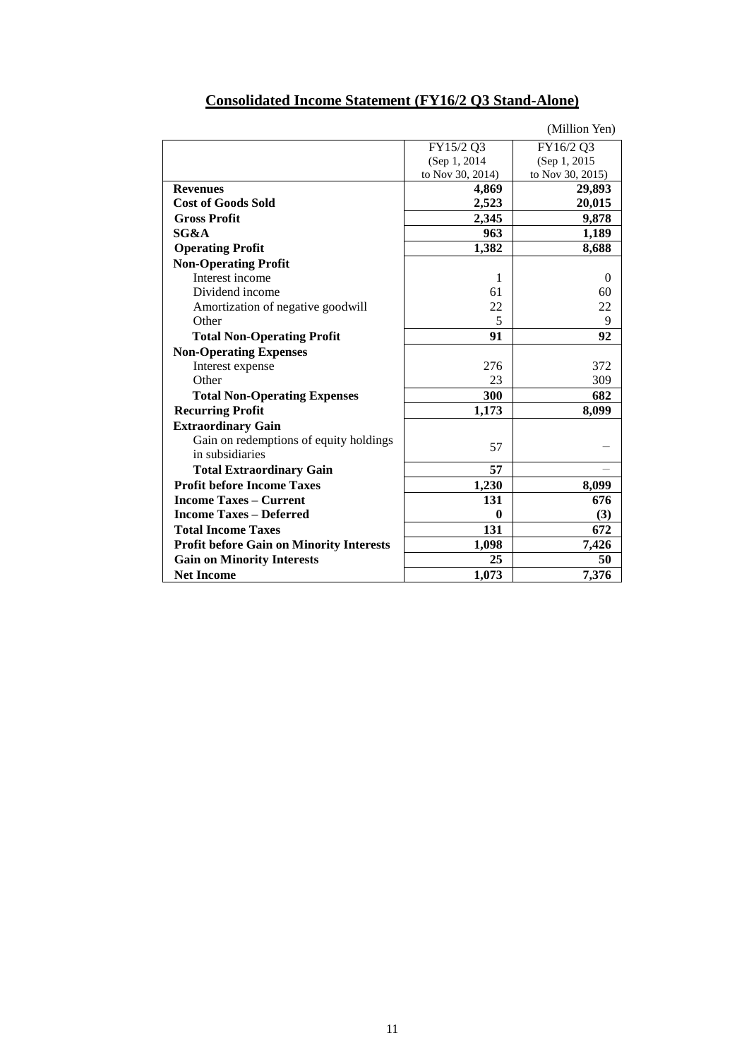## Consolidated Income Statement (FY16/2 Q3 Stand-Alone)

(Million Yen)

| | FY15/2 Q3 (Sep 1, 2014 to Nov 30, 2014) | FY16/2 Q3 (Sep 1, 2015 to Nov 30, 2015) |
|---|---|---|
| **Revenues** | **4,869** | **29,893** |
| **Cost of Goods Sold** | **2,523** | **20,015** |
| **Gross Profit** | **2,345** | **9,878** |
| **SG&A** | **963** | **1,189** |
| **Operating Profit** | **1,382** | **8,688** |
| **Non-Operating Profit** | | |
| Interest income | 1 | 0 |
| Dividend income | 61 | 60 |
| Amortization of negative goodwill | 22 | 22 |
| Other | 5 | 9 |
| **Total Non-Operating Profit** | **91** | **92** |
| **Non-Operating Expenses** | | |
| Interest expense | 276 | 372 |
| Other | 23 | 309 |
| **Total Non-Operating Expenses** | **300** | **682** |
| **Recurring Profit** | **1,173** | **8,099** |
| **Extraordinary Gain** | | |
| Gain on redemptions of equity holdings in subsidiaries | 57 | – |
| **Total Extraordinary Gain** | **57** | – |
| **Profit before Income Taxes** | **1,230** | **8,099** |
| **Income Taxes – Current** | **131** | **676** |
| **Income Taxes – Deferred** | **0** | **(3)** |
| **Total Income Taxes** | **131** | **672** |
| **Profit before Gain on Minority Interests** | **1,098** | **7,426** |
| **Gain on Minority Interests** | **25** | **50** |
| **Net Income** | **1,073** | **7,376** |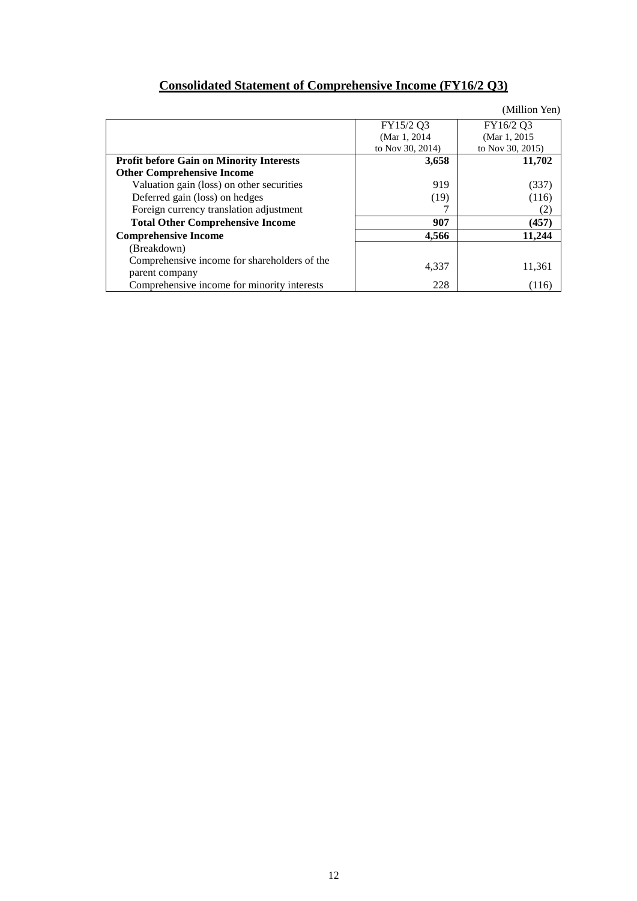## **Consolidated Statement of Comprehensive Income (FY16/2 Q3)**

(Million Yen)

| | FY15/2 Q3 (Mar 1, 2014 to Nov 30, 2014) | FY16/2 Q3 (Mar 1, 2015 to Nov 30, 2015) |
|---|---|---|
| **Profit before Gain on Minority Interests** | **3,658** | **11,702** |
| **Other Comprehensive Income** | | |
| Valuation gain (loss) on other securities | 919 | (337) |
| Deferred gain (loss) on hedges | (19) | (116) |
| Foreign currency translation adjustment | 7 | (2) |
| **Total Other Comprehensive Income** | **907** | **(457)** |
| **Comprehensive Income** | **4,566** | **11,244** |
| (Breakdown) | | |
| Comprehensive income for shareholders of the parent company | 4,337 | 11,361 |
| Comprehensive income for minority interests | 228 | (116) |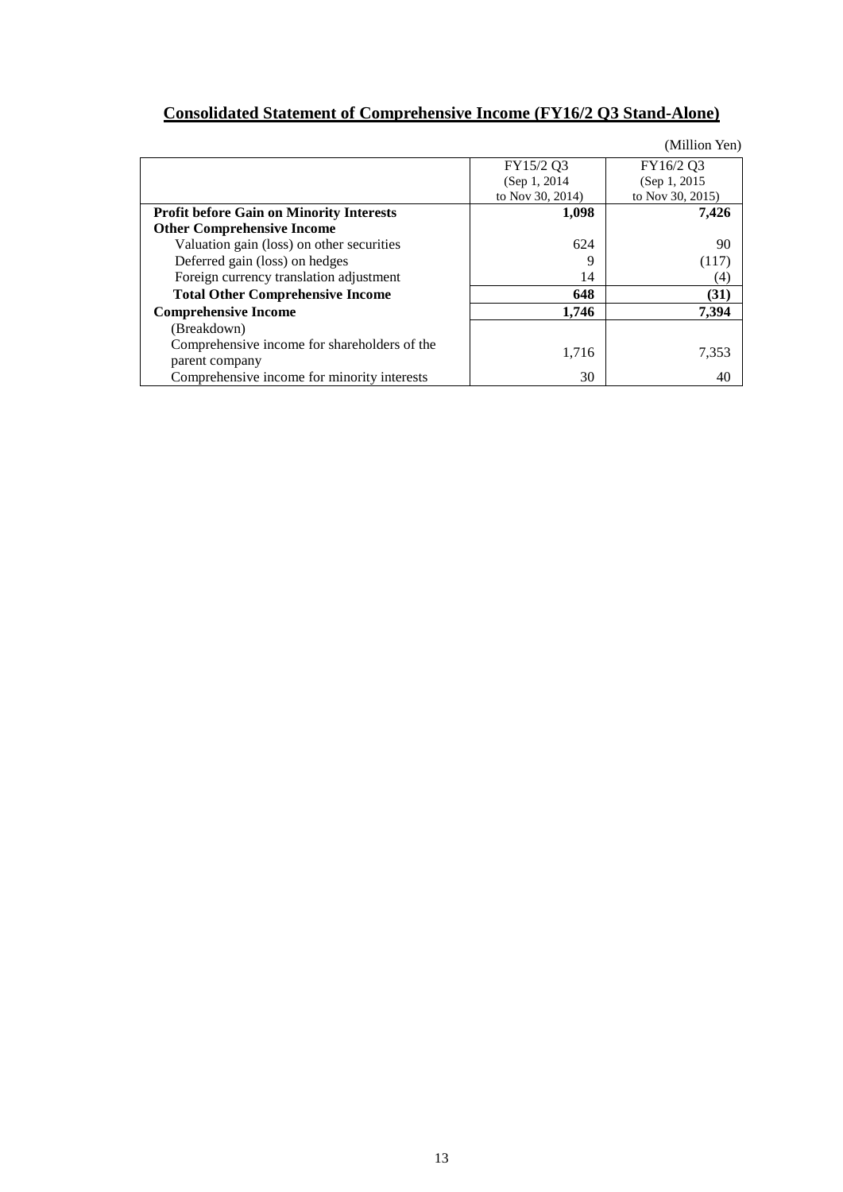## Consolidated Statement of Comprehensive Income (FY16/2 Q3 Stand-Alone)

(Million Yen)

| | FY15/2 Q3 (Sep 1, 2014 to Nov 30, 2014) | FY16/2 Q3 (Sep 1, 2015 to Nov 30, 2015) |
|---|---|---|
| **Profit before Gain on Minority Interests** | **1,098** | **7,426** |
| **Other Comprehensive Income** | | |
| Valuation gain (loss) on other securities | 624 | 90 |
| Deferred gain (loss) on hedges | 9 | (117) |
| Foreign currency translation adjustment | 14 | (4) |
| **Total Other Comprehensive Income** | **648** | **(31)** |
| **Comprehensive Income** | **1,746** | **7,394** |
| (Breakdown) | | |
| Comprehensive income for shareholders of the parent company | 1,716 | 7,353 |
| Comprehensive income for minority interests | 30 | 40 |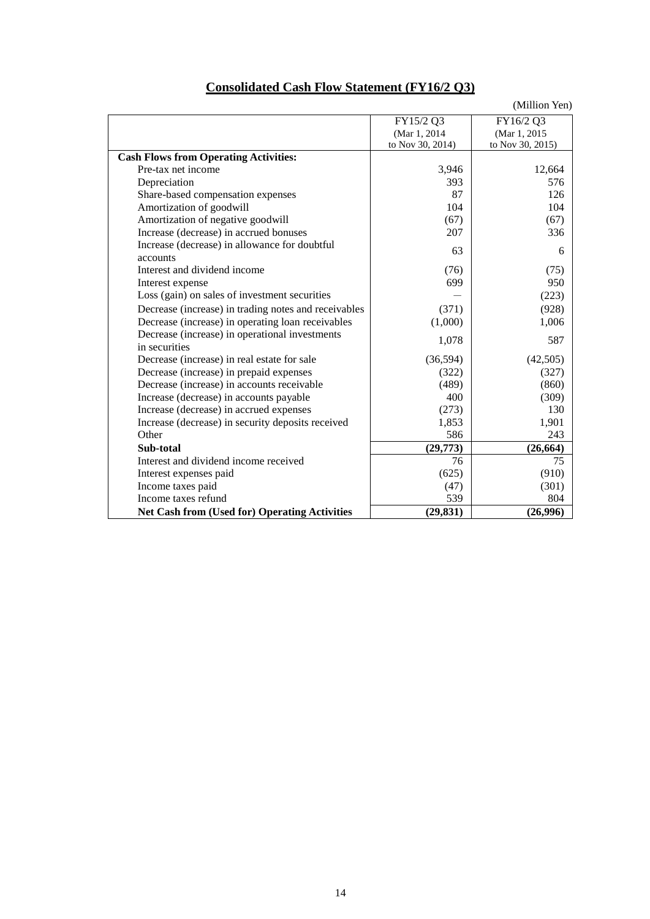# Consolidated Cash Flow Statement (FY16/2 Q3)

(Million Yen)

| | FY15/2 Q3 (Mar 1, 2014 to Nov 30, 2014) | FY16/2 Q3 (Mar 1, 2015 to Nov 30, 2015) |
|---|---|---|
| **Cash Flows from Operating Activities:** | | |
| Pre-tax net income | 3,946 | 12,664 |
| Depreciation | 393 | 576 |
| Share-based compensation expenses | 87 | 126 |
| Amortization of goodwill | 104 | 104 |
| Amortization of negative goodwill | (67) | (67) |
| Increase (decrease) in accrued bonuses | 207 | 336 |
| Increase (decrease) in allowance for doubtful accounts | 63 | 6 |
| Interest and dividend income | (76) | (75) |
| Interest expense | 699 | 950 |
| Loss (gain) on sales of investment securities | — | (223) |
| Decrease (increase) in trading notes and receivables | (371) | (928) |
| Decrease (increase) in operating loan receivables | (1,000) | 1,006 |
| Decrease (increase) in operational investments in securities | 1,078 | 587 |
| Decrease (increase) in real estate for sale | (36,594) | (42,505) |
| Decrease (increase) in prepaid expenses | (322) | (327) |
| Decrease (increase) in accounts receivable | (489) | (860) |
| Increase (decrease) in accounts payable | 400 | (309) |
| Increase (decrease) in accrued expenses | (273) | 130 |
| Increase (decrease) in security deposits received | 1,853 | 1,901 |
| Other | 586 | 243 |
| **Sub-total** | **(29,773)** | **(26,664)** |
| Interest and dividend income received | 76 | 75 |
| Interest expenses paid | (625) | (910) |
| Income taxes paid | (47) | (301) |
| Income taxes refund | 539 | 804 |
| **Net Cash from (Used for) Operating Activities** | **(29,831)** | **(26,996)** |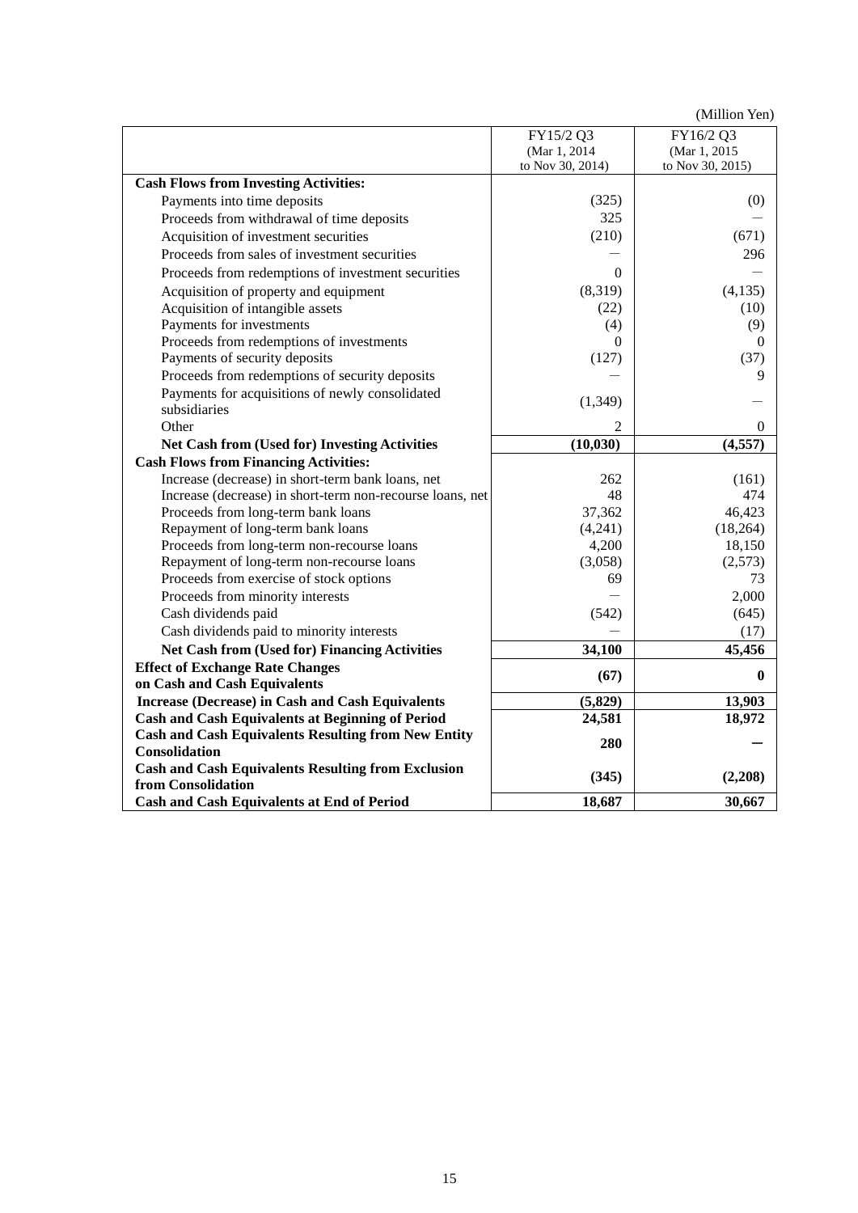(Million Yen)

| | FY15/2 Q3 (Mar 1, 2014 to Nov 30, 2014) | FY16/2 Q3 (Mar 1, 2015 to Nov 30, 2015) |
|---|---|---|
| **Cash Flows from Investing Activities:** | | |
| Payments into time deposits | (325) | (0) |
| Proceeds from withdrawal of time deposits | 325 | — |
| Acquisition of investment securities | (210) | (671) |
| Proceeds from sales of investment securities | — | 296 |
| Proceeds from redemptions of investment securities | 0 | — |
| Acquisition of property and equipment | (8,319) | (4,135) |
| Acquisition of intangible assets | (22) | (10) |
| Payments for investments | (4) | (9) |
| Proceeds from redemptions of investments | 0 | 0 |
| Payments of security deposits | (127) | (37) |
| Proceeds from redemptions of security deposits | — | 9 |
| Payments for acquisitions of newly consolidated subsidiaries | (1,349) | — |
| Other | 2 | 0 |
| **Net Cash from (Used for) Investing Activities** | **(10,030)** | **(4,557)** |
| **Cash Flows from Financing Activities:** | | |
| Increase (decrease) in short-term bank loans, net | 262 | (161) |
| Increase (decrease) in short-term non-recourse loans, net | 48 | 474 |
| Proceeds from long-term bank loans | 37,362 | 46,423 |
| Repayment of long-term bank loans | (4,241) | (18,264) |
| Proceeds from long-term non-recourse loans | 4,200 | 18,150 |
| Repayment of long-term non-recourse loans | (3,058) | (2,573) |
| Proceeds from exercise of stock options | 69 | 73 |
| Proceeds from minority interests | — | 2,000 |
| Cash dividends paid | (542) | (645) |
| Cash dividends paid to minority interests | — | (17) |
| **Net Cash from (Used for) Financing Activities** | **34,100** | **45,456** |
| **Effect of Exchange Rate Changes on Cash and Cash Equivalents** | **(67)** | **0** |
| **Increase (Decrease) in Cash and Cash Equivalents** | **(5,829)** | **13,903** |
| **Cash and Cash Equivalents at Beginning of Period** | **24,581** | **18,972** |
| **Cash and Cash Equivalents Resulting from New Entity Consolidation** | **280** | **—** |
| **Cash and Cash Equivalents Resulting from Exclusion from Consolidation** | **(345)** | **(2,208)** |
| **Cash and Cash Equivalents at End of Period** | **18,687** | **30,667** |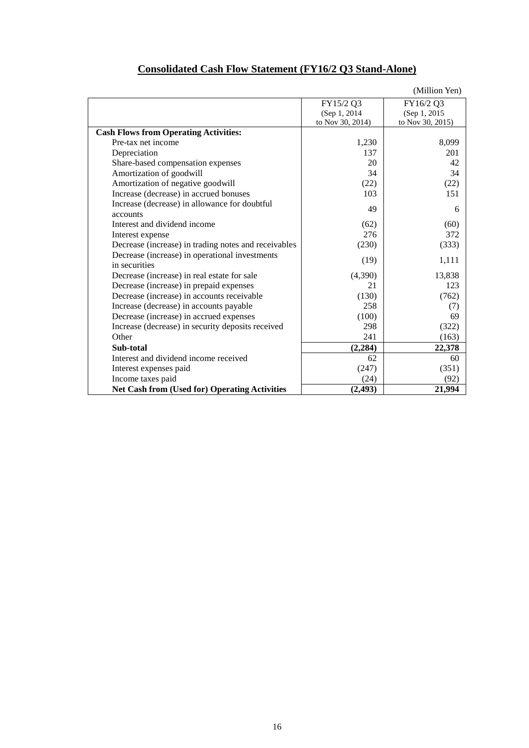# Consolidated Cash Flow Statement (FY16/2 Q3 Stand-Alone)

(Million Yen)

| | FY15/2 Q3 (Sep 1, 2014 to Nov 30, 2014) | FY16/2 Q3 (Sep 1, 2015 to Nov 30, 2015) |
|---|---|---|
| **Cash Flows from Operating Activities:** | | |
| Pre-tax net income | 1,230 | 8,099 |
| Depreciation | 137 | 201 |
| Share-based compensation expenses | 20 | 42 |
| Amortization of goodwill | 34 | 34 |
| Amortization of negative goodwill | (22) | (22) |
| Increase (decrease) in accrued bonuses | 103 | 151 |
| Increase (decrease) in allowance for doubtful accounts | 49 | 6 |
| Interest and dividend income | (62) | (60) |
| Interest expense | 276 | 372 |
| Decrease (increase) in trading notes and receivables | (230) | (333) |
| Decrease (increase) in operational investments in securities | (19) | 1,111 |
| Decrease (increase) in real estate for sale | (4,390) | 13,838 |
| Decrease (increase) in prepaid expenses | 21 | 123 |
| Decrease (increase) in accounts receivable | (130) | (762) |
| Increase (decrease) in accounts payable | 258 | (7) |
| Decrease (increase) in accrued expenses | (100) | 69 |
| Increase (decrease) in security deposits received | 298 | (322) |
| Other | 241 | (163) |
| **Sub-total** | **(2,284)** | **22,378** |
| Interest and dividend income received | 62 | 60 |
| Interest expenses paid | (247) | (351) |
| Income taxes paid | (24) | (92) |
| **Net Cash from (Used for) Operating Activities** | **(2,493)** | **21,994** |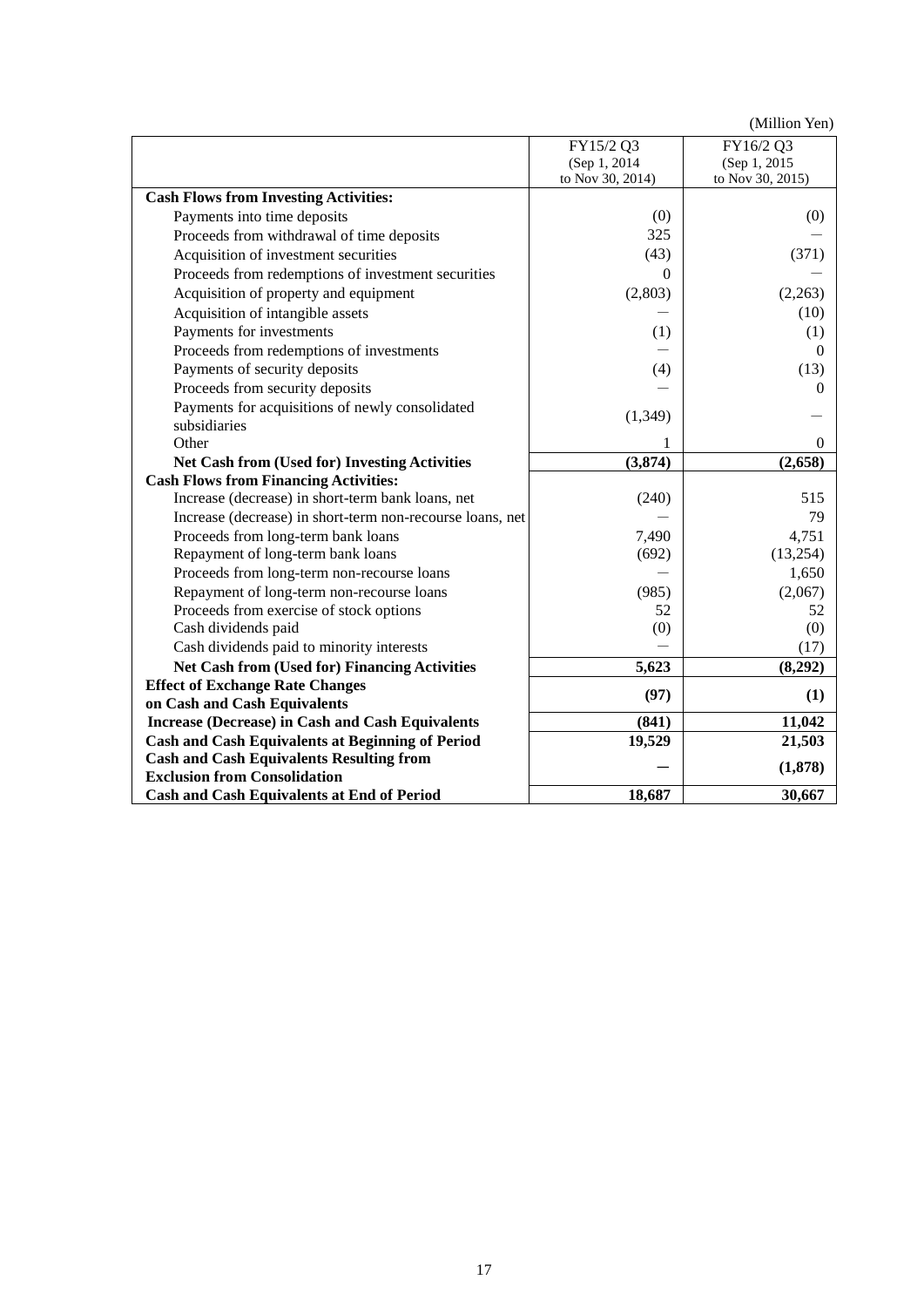(Million Yen)

| | FY15/2 Q3 (Sep 1, 2014 to Nov 30, 2014) | FY16/2 Q3 (Sep 1, 2015 to Nov 30, 2015) |
|---|---|---|
| **Cash Flows from Investing Activities:** | | |
| Payments into time deposits | (0) | (0) |
| Proceeds from withdrawal of time deposits | 325 | — |
| Acquisition of investment securities | (43) | (371) |
| Proceeds from redemptions of investment securities | 0 | — |
| Acquisition of property and equipment | (2,803) | (2,263) |
| Acquisition of intangible assets | — | (10) |
| Payments for investments | (1) | (1) |
| Proceeds from redemptions of investments | — | 0 |
| Payments of security deposits | (4) | (13) |
| Proceeds from security deposits | — | 0 |
| Payments for acquisitions of newly consolidated subsidiaries | (1,349) | — |
| Other | 1 | 0 |
| **Net Cash from (Used for) Investing Activities** | **(3,874)** | **(2,658)** |
| **Cash Flows from Financing Activities:** | | |
| Increase (decrease) in short-term bank loans, net | (240) | 515 |
| Increase (decrease) in short-term non-recourse loans, net | — | 79 |
| Proceeds from long-term bank loans | 7,490 | 4,751 |
| Repayment of long-term bank loans | (692) | (13,254) |
| Proceeds from long-term non-recourse loans | — | 1,650 |
| Repayment of long-term non-recourse loans | (985) | (2,067) |
| Proceeds from exercise of stock options | 52 | 52 |
| Cash dividends paid | (0) | (0) |
| Cash dividends paid to minority interests | — | (17) |
| **Net Cash from (Used for) Financing Activities** | **5,623** | **(8,292)** |
| **Effect of Exchange Rate Changes on Cash and Cash Equivalents** | **(97)** | **(1)** |
| **Increase (Decrease) in Cash and Cash Equivalents** | **(841)** | **11,042** |
| **Cash and Cash Equivalents at Beginning of Period** | **19,529** | **21,503** |
| **Cash and Cash Equivalents Resulting from Exclusion from Consolidation** | **—** | **(1,878)** |
| **Cash and Cash Equivalents at End of Period** | **18,687** | **30,667** |